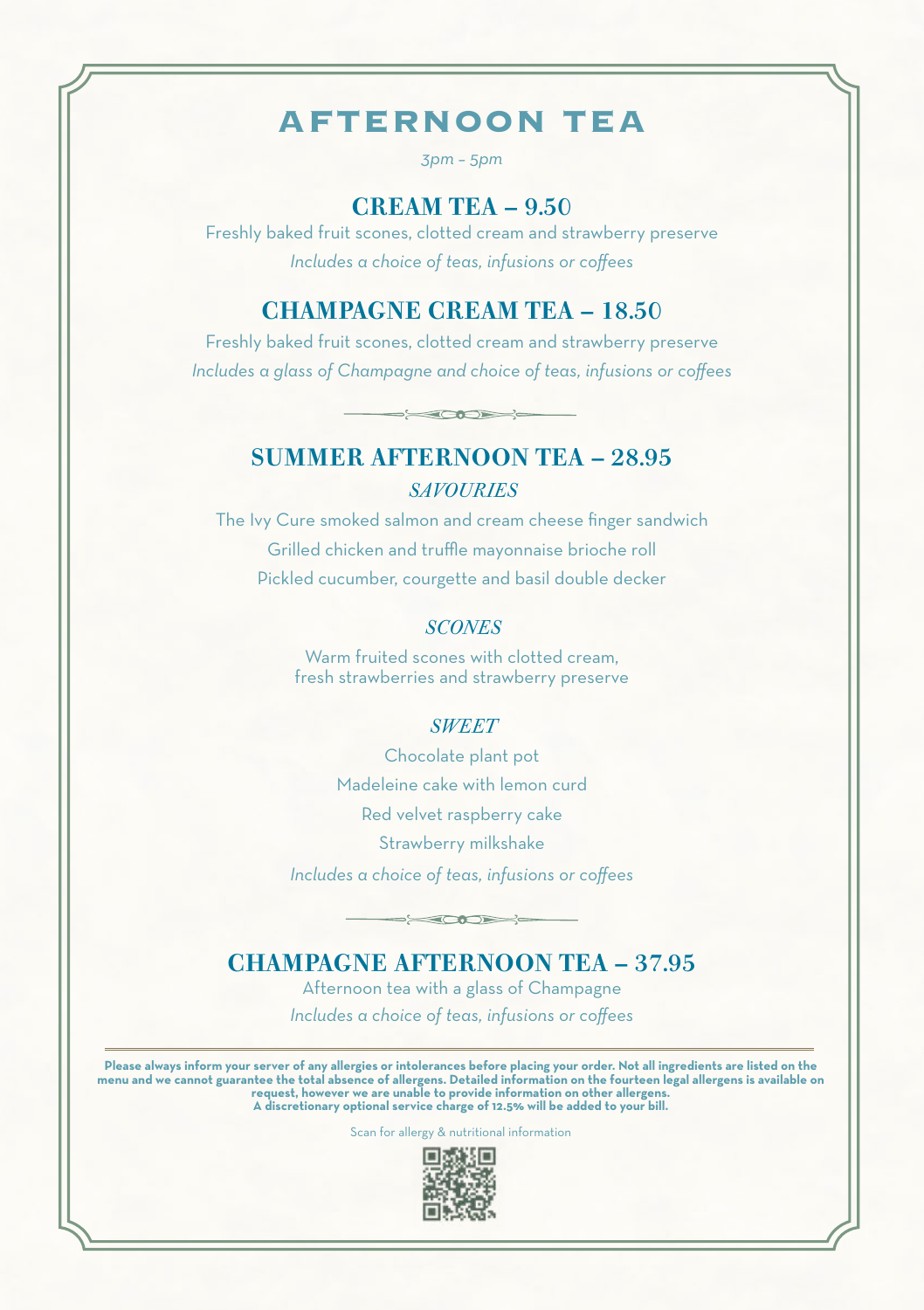# AFTERNOON TEA

*3pm – 5pm*

## CREAM TEA – 9.50

Freshly baked fruit scones, clotted cream and strawberry preserve

*Includes a choice of teas, infusions or coffees*

## CHAMPAGNE CREAM TEA – 18.50

Freshly baked fruit scones, clotted cream and strawberry preserve

*Includes a glass of Champagne and choice of teas, infusions or coffees*

## SUMMER AFTERNOON TEA – 28.95

### *SAVOURIES*

The Ivy Cure smoked salmon and cream cheese finger sandwich

Grilled chicken and truffle mayonnaise brioche roll

Pickled cucumber, courgette and basil double decker

### *SCONES*

Warm fruited scones with clotted cream,
fresh strawberries and strawberry preserve

### *SWEET*

Chocolate plant pot

Madeleine cake with lemon curd

Red velvet raspberry cake

Strawberry milkshake

*Includes a choice of teas, infusions or coffees*

## CHAMPAGNE AFTERNOON TEA – 37.95

Afternoon tea with a glass of Champagne

*Includes a choice of teas, infusions or coffees*

---

**Please always inform your server of any allergies or intolerances before placing your order. Not all ingredients are listed on the menu and we cannot guarantee the total absence of allergens. Detailed information on the fourteen legal allergens is available on request, however we are unable to provide information on other allergens.**
**A discretionary optional service charge of 12.5% will be added to your bill.**

Scan for allergy & nutritional information